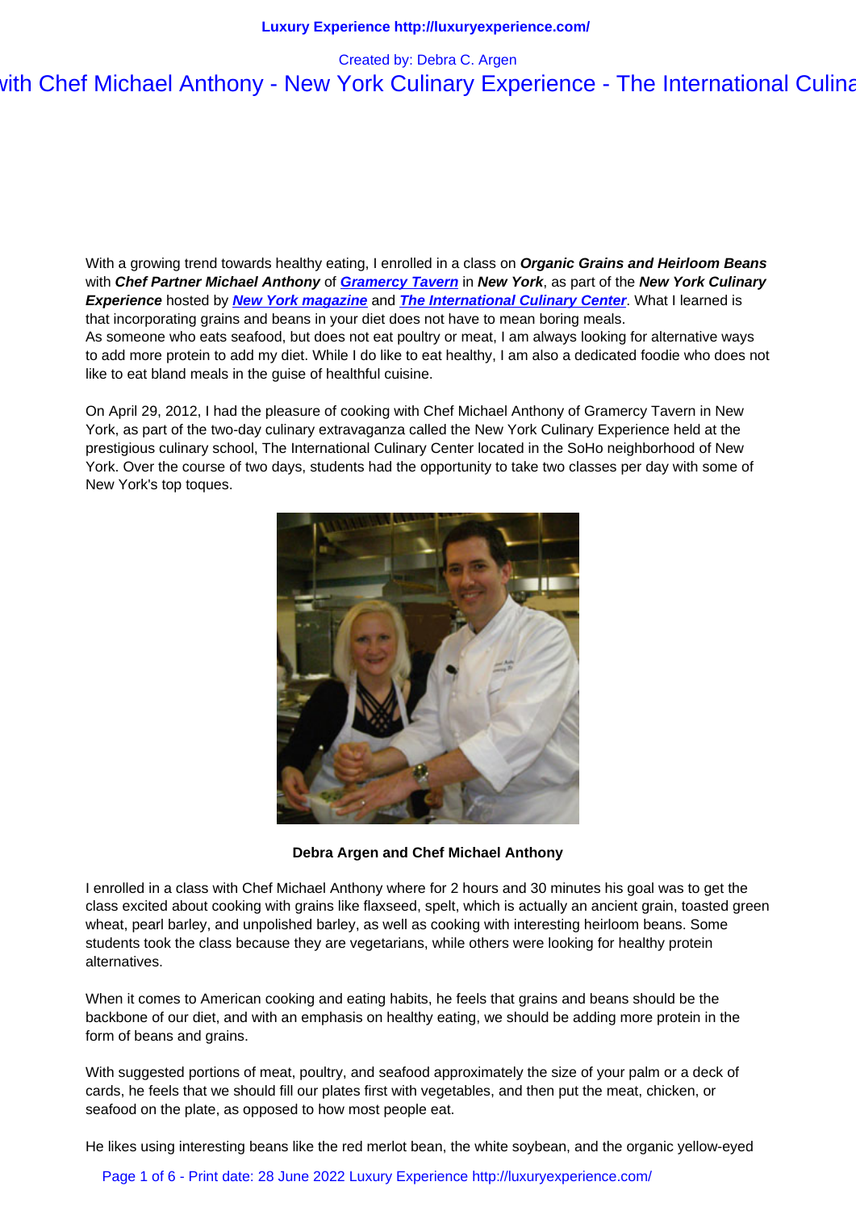# with Chef Michael Anthony - New York Culinary Experience - The International Culina

Created by: Debra C. Argen

With a growing trend towards healthy eating, I enrolled in a class on ***Organic Grains and Heirloom Beans*** with ***Chef Partner Michael Anthony*** of ***Gramercy Tavern*** in ***New York***, as part of the ***New York Culinary Experience*** hosted by ***New York magazine*** and ***The International Culinary Center***. What I learned is that incorporating grains and beans in your diet does not have to mean boring meals.
As someone who eats seafood, but does not eat poultry or meat, I am always looking for alternative ways to add more protein to add my diet. While I do like to eat healthy, I am also a dedicated foodie who does not like to eat bland meals in the guise of healthful cuisine.

On April 29, 2012, I had the pleasure of cooking with Chef Michael Anthony of Gramercy Tavern in New York, as part of the two-day culinary extravaganza called the New York Culinary Experience held at the prestigious culinary school, The International Culinary Center located in the SoHo neighborhood of New York. Over the course of two days, students had the opportunity to take two classes per day with some of New York's top toques.

**Debra Argen and Chef Michael Anthony**

I enrolled in a class with Chef Michael Anthony where for 2 hours and 30 minutes his goal was to get the class excited about cooking with grains like flaxseed, spelt, which is actually an ancient grain, toasted green wheat, pearl barley, and unpolished barley, as well as cooking with interesting heirloom beans. Some students took the class because they are vegetarians, while others were looking for healthy protein alternatives.

When it comes to American cooking and eating habits, he feels that grains and beans should be the backbone of our diet, and with an emphasis on healthy eating, we should be adding more protein in the form of beans and grains.

With suggested portions of meat, poultry, and seafood approximately the size of your palm or a deck of cards, he feels that we should fill our plates first with vegetables, and then put the meat, chicken, or seafood on the plate, as opposed to how most people eat.

He likes using interesting beans like the red merlot bean, the white soybean, and the organic yellow-eyed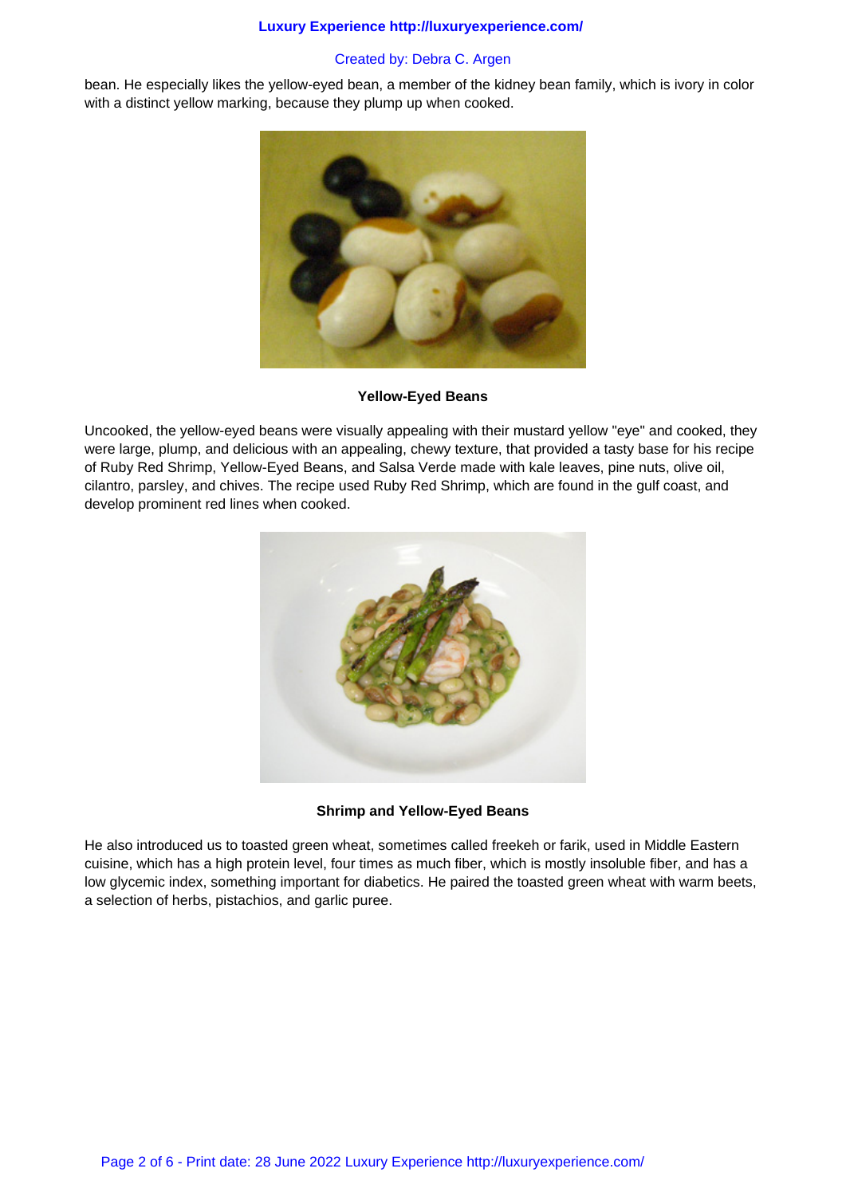bean. He especially likes the yellow-eyed bean, a member of the kidney bean family, which is ivory in color with a distinct yellow marking, because they plump up when cooked.

**Yellow-Eyed Beans**

Uncooked, the yellow-eyed beans were visually appealing with their mustard yellow "eye" and cooked, they were large, plump, and delicious with an appealing, chewy texture, that provided a tasty base for his recipe of Ruby Red Shrimp, Yellow-Eyed Beans, and Salsa Verde made with kale leaves, pine nuts, olive oil, cilantro, parsley, and chives. The recipe used Ruby Red Shrimp, which are found in the gulf coast, and develop prominent red lines when cooked.

**Shrimp and Yellow-Eyed Beans**

He also introduced us to toasted green wheat, sometimes called freekeh or farik, used in Middle Eastern cuisine, which has a high protein level, four times as much fiber, which is mostly insoluble fiber, and has a low glycemic index, something important for diabetics. He paired the toasted green wheat with warm beets, a selection of herbs, pistachios, and garlic puree.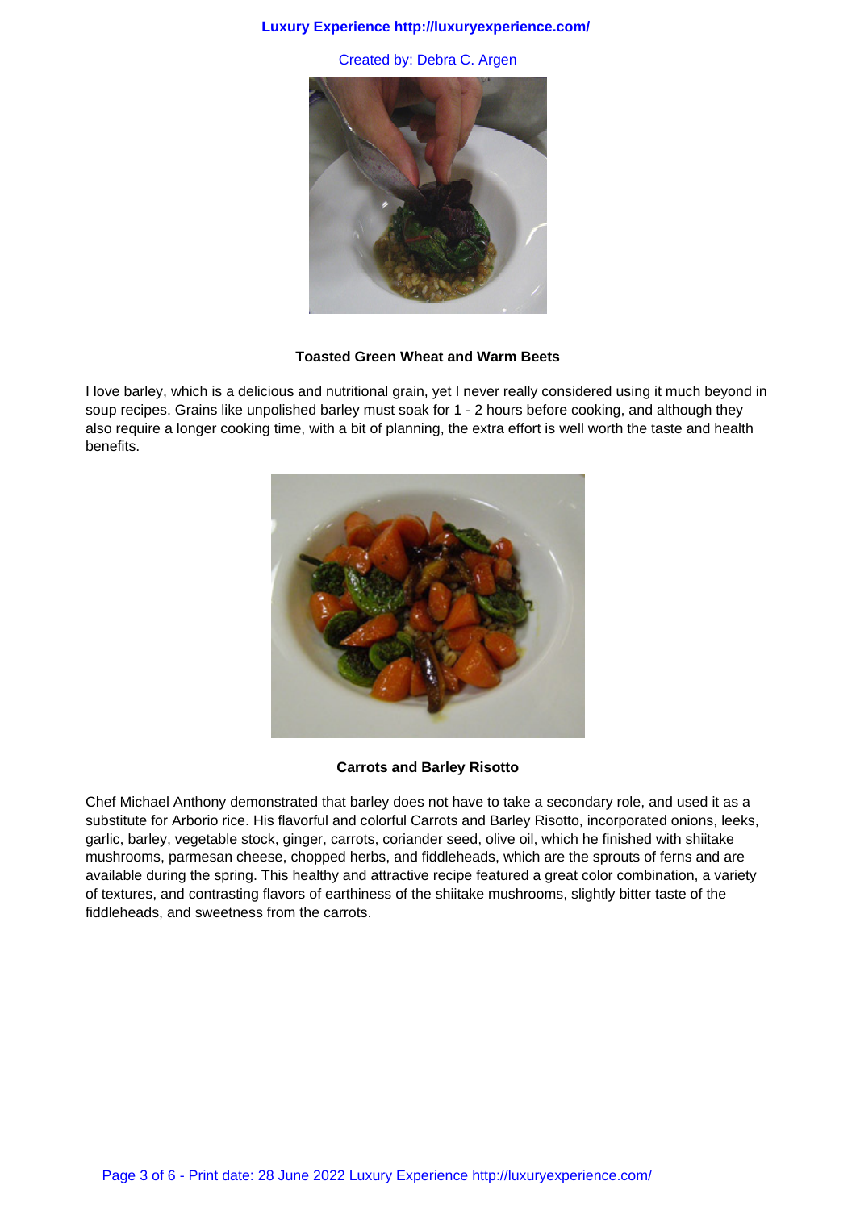**Toasted Green Wheat and Warm Beets**

I love barley, which is a delicious and nutritional grain, yet I never really considered using it much beyond in soup recipes. Grains like unpolished barley must soak for 1 - 2 hours before cooking, and although they also require a longer cooking time, with a bit of planning, the extra effort is well worth the taste and health benefits.

**Carrots and Barley Risotto**

Chef Michael Anthony demonstrated that barley does not have to take a secondary role, and used it as a substitute for Arborio rice. His flavorful and colorful Carrots and Barley Risotto, incorporated onions, leeks, garlic, barley, vegetable stock, ginger, carrots, coriander seed, olive oil, which he finished with shiitake mushrooms, parmesan cheese, chopped herbs, and fiddleheads, which are the sprouts of ferns and are available during the spring. This healthy and attractive recipe featured a great color combination, a variety of textures, and contrasting flavors of earthiness of the shiitake mushrooms, slightly bitter taste of the fiddleheads, and sweetness from the carrots.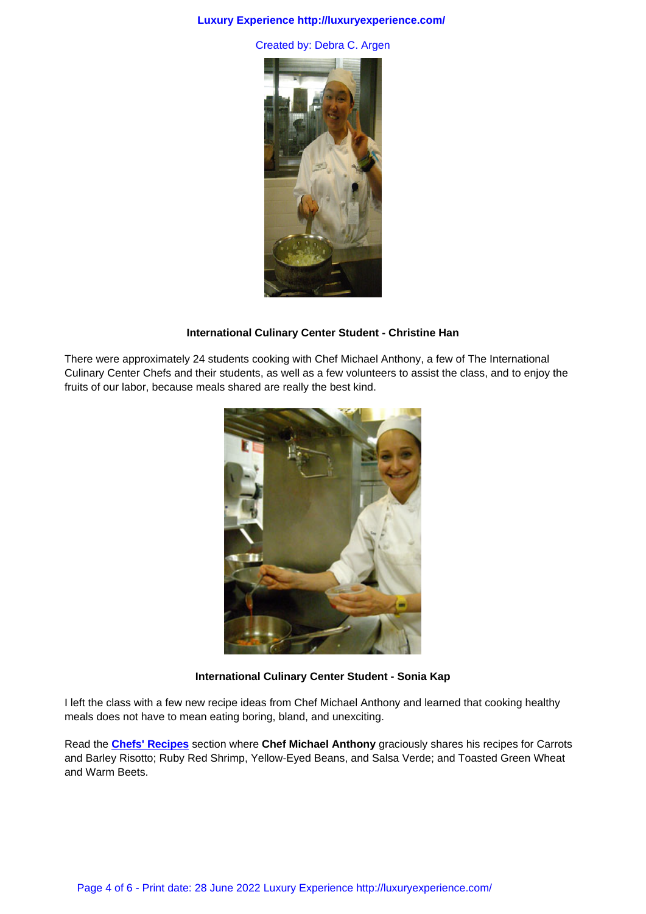**International Culinary Center Student - Christine Han**

There were approximately 24 students cooking with Chef Michael Anthony, a few of The International Culinary Center Chefs and their students, as well as a few volunteers to assist the class, and to enjoy the fruits of our labor, because meals shared are really the best kind.

**International Culinary Center Student - Sonia Kap**

I left the class with a few new recipe ideas from Chef Michael Anthony and learned that cooking healthy meals does not have to mean eating boring, bland, and unexciting.

Read the **Chefs' Recipes** section where **Chef Michael Anthony** graciously shares his recipes for Carrots and Barley Risotto; Ruby Red Shrimp, Yellow-Eyed Beans, and Salsa Verde; and Toasted Green Wheat and Warm Beets.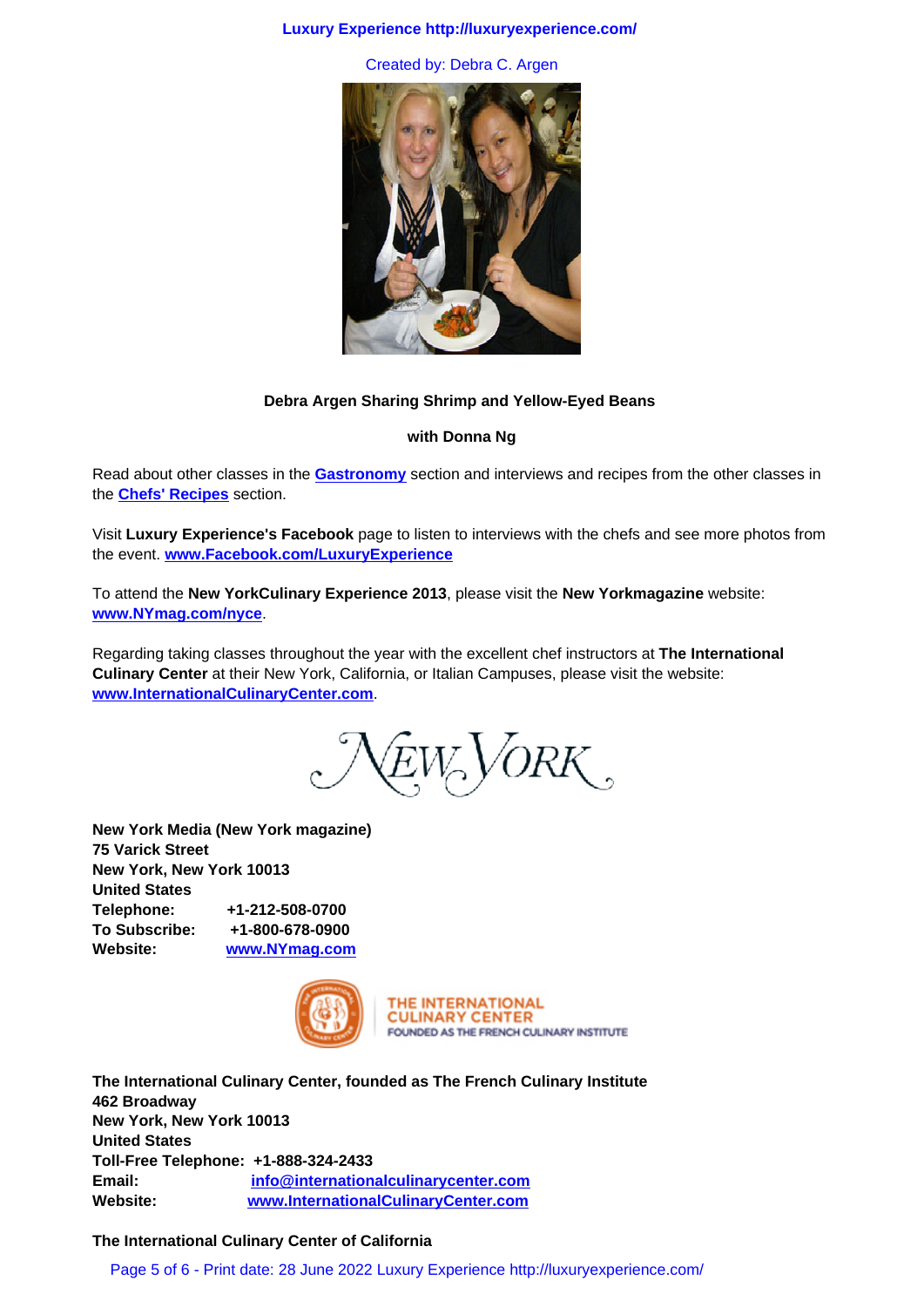**Debra Argen Sharing Shrimp and Yellow-Eyed Beans**

**with Donna Ng**

Read about other classes in the **Gastronomy** section and interviews and recipes from the other classes in the **Chefs' Recipes** section.

Visit **Luxury Experience's Facebook** page to listen to interviews with the chefs and see more photos from the event. **www.Facebook.com/LuxuryExperience**

To attend the **New YorkCulinary Experience 2013**, please visit the **New Yorkmagazine** website: **www.NYmag.com/nyce**.

Regarding taking classes throughout the year with the excellent chef instructors at **The International Culinary Center** at their New York, California, or Italian Campuses, please visit the website: **www.InternationalCulinaryCenter.com**.

**New York Media (New York magazine)**
**75 Varick Street**
**New York, New York 10013**
**United States**
**Telephone: +1-212-508-0700**
**To Subscribe: +1-800-678-0900**
**Website: www.NYmag.com**

**The International Culinary Center, founded as The French Culinary Institute**
**462 Broadway**
**New York, New York 10013**
**United States**
**Toll-Free Telephone: +1-888-324-2433**
**Email: info@internationalculinarycenter.com**
**Website: www.InternationalCulinaryCenter.com**

**The International Culinary Center of California**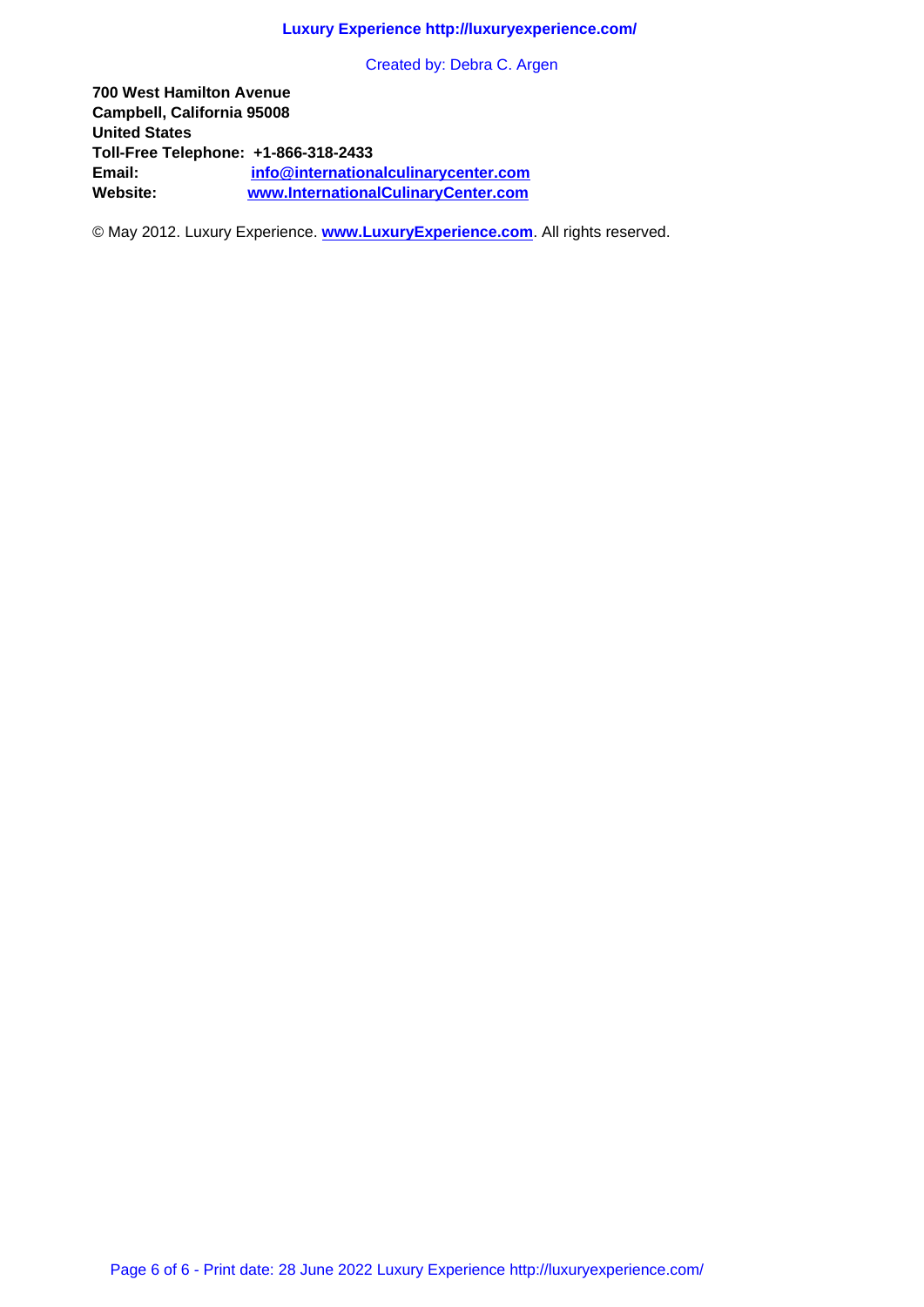**700 West Hamilton Avenue**
**Campbell, California 95008**
**United States**
**Toll-Free Telephone: +1-866-318-2433**
**Email:** **info@internationalculinarycenter.com**
**Website:** **www.InternationalCulinaryCenter.com**

© May 2012. Luxury Experience. **www.LuxuryExperience.com**. All rights reserved.